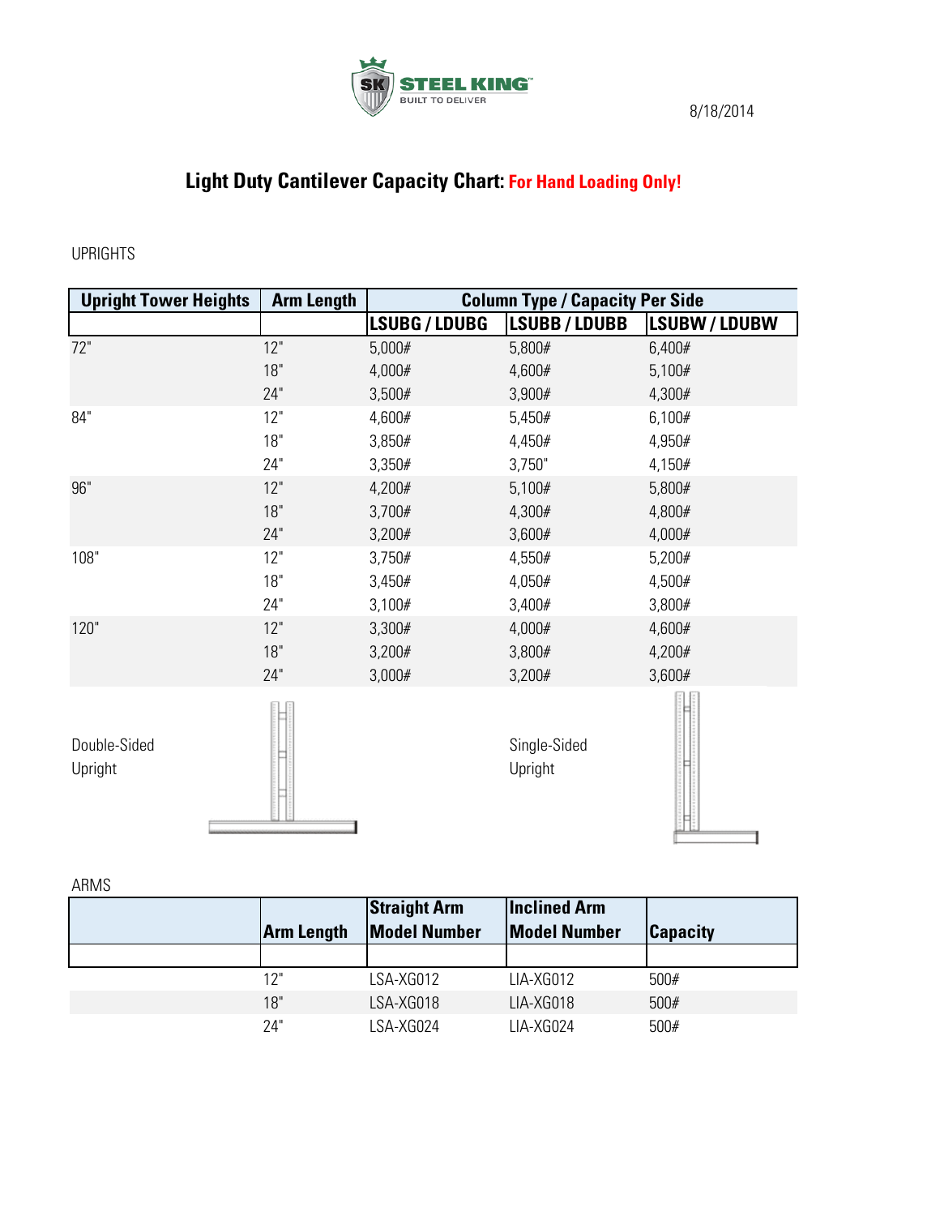STEEL KING
BUILT TO DELIVER

8/18/2014

# Light Duty Cantilever Capacity Chart: For Hand Loading Only!

UPRIGHTS

| Upright Tower Heights | Arm Length | Column Type / Capacity Per Side | | |
|---|---|---|---|---|
| | | LSUBG / LDUBG | LSUBB / LDUBB | LSUBW / LDUBW |
| 72" | 12" | 5,000# | 5,800# | 6,400# |
| | 18" | 4,000# | 4,600# | 5,100# |
| | 24" | 3,500# | 3,900# | 4,300# |
| 84" | 12" | 4,600# | 5,450# | 6,100# |
| | 18" | 3,850# | 4,450# | 4,950# |
| | 24" | 3,350# | 3,750" | 4,150# |
| 96" | 12" | 4,200# | 5,100# | 5,800# |
| | 18" | 3,700# | 4,300# | 4,800# |
| | 24" | 3,200# | 3,600# | 4,000# |
| 108" | 12" | 3,750# | 4,550# | 5,200# |
| | 18" | 3,450# | 4,050# | 4,500# |
| | 24" | 3,100# | 3,400# | 3,800# |
| 120" | 12" | 3,300# | 4,000# | 4,600# |
| | 18" | 3,200# | 3,800# | 4,200# |
| | 24" | 3,000# | 3,200# | 3,600# |

Double-Sided Upright

Single-Sided Upright

ARMS

| | Arm Length | Straight Arm Model Number | Inclined Arm Model Number | Capacity |
|---|---|---|---|---|
| | 12" | LSA-XG012 | LIA-XG012 | 500# |
| | 18" | LSA-XG018 | LIA-XG018 | 500# |
| | 24" | LSA-XG024 | LIA-XG024 | 500# |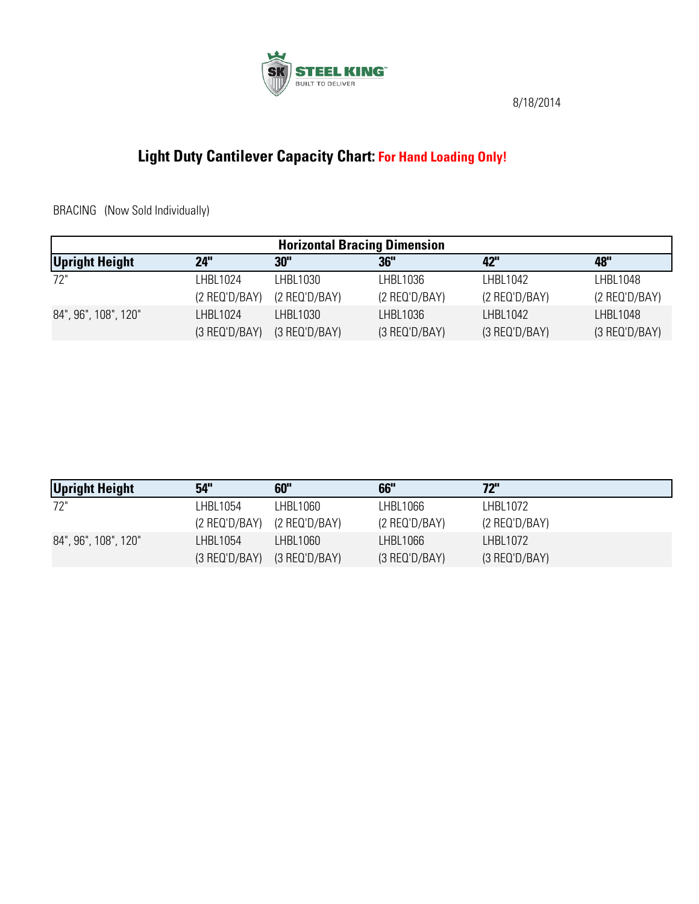STEEL KING
BUILT TO DELIVER

8/18/2014

## Light Duty Cantilever Capacity Chart: For Hand Loading Only!

BRACING (Now Sold Individually)

| | Horizontal Bracing Dimension | | | | |
|---|---|---|---|---|---|
| **Upright Height** | **24"** | **30"** | **36"** | **42"** | **48"** |
| 72" | LHBL1024 (2 REQ'D/BAY) | LHBL1030 (2 REQ'D/BAY) | LHBL1036 (2 REQ'D/BAY) | LHBL1042 (2 REQ'D/BAY) | LHBL1048 (2 REQ'D/BAY) |
| 84", 96", 108", 120" | LHBL1024 (3 REQ'D/BAY) | LHBL1030 (3 REQ'D/BAY) | LHBL1036 (3 REQ'D/BAY) | LHBL1042 (3 REQ'D/BAY) | LHBL1048 (3 REQ'D/BAY) |

| **Upright Height** | **54"** | **60"** | **66"** | **72"** |
|---|---|---|---|---|
| 72" | LHBL1054 (2 REQ'D/BAY) | LHBL1060 (2 REQ'D/BAY) | LHBL1066 (2 REQ'D/BAY) | LHBL1072 (2 REQ'D/BAY) |
| 84", 96", 108", 120" | LHBL1054 (3 REQ'D/BAY) | LHBL1060 (3 REQ'D/BAY) | LHBL1066 (3 REQ'D/BAY) | LHBL1072 (3 REQ'D/BAY) |